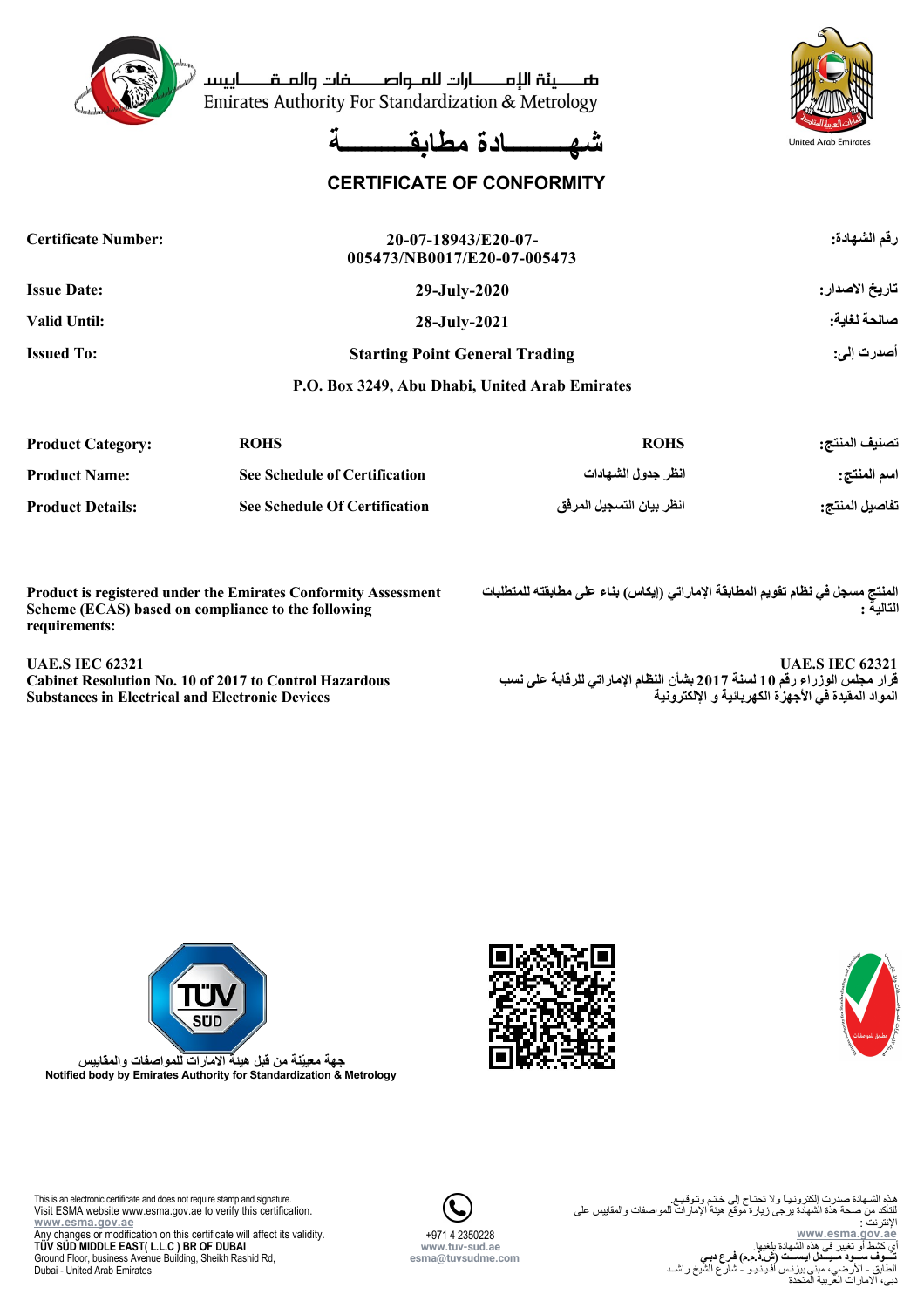هـــيئة الإمـــــارات للمــواصـــفات والمـقـــاييس
Emirates Authority For Standardization & Metrology

United Arab Emirates

# شهــــــادة مطابقـــــــة

## CERTIFICATE OF CONFORMITY

| | | |
|---|---|---|
| **Certificate Number:** | **20-07-18943/E20-07-005473/NB0017/E20-07-005473** | **رقم الشهادة:** |
| **Issue Date:** | **29-July-2020** | **تاريخ الاصدار:** |
| **Valid Until:** | **28-July-2021** | **صالحة لغاية:** |
| **Issued To:** | **Starting Point General Trading** | **أصدرت إلى:** |
| | **P.O. Box 3249, Abu Dhabi, United Arab Emirates** | |

| | | | |
|---|---|---|---|
| **Product Category:** | **ROHS** | **ROHS** | **تصنيف المنتج:** |
| **Product Name:** | **See Schedule of Certification** | **انظر جدول الشهادات** | **اسم المنتج:** |
| **Product Details:** | **See Schedule Of Certification** | **انظر بيان التسجيل المرفق** | **تفاصيل المنتج:** |

**Product is registered under the Emirates Conformity Assessment Scheme (ECAS) based on compliance to the following requirements:**

**المنتج مسجل في نظام تقويم المطابقة الإماراتي (إيكاس) بناء على مطابقته للمتطلبات التالية :**

**UAE.S IEC 62321**
**Cabinet Resolution No. 10 of 2017 to Control Hazardous Substances in Electrical and Electronic Devices**

**UAE.S IEC 62321**
**قرار مجلس الوزراء رقم 10 لسنة 2017 بشأن النظام الإماراتي للرقابة على نسب المواد المقيدة في الأجهزة الكهربائية و الإلكترونية**

TÜV SÜD

جهة معينة من قبل هيئة الامارات للمواصفات والمقاييس
**Notified body by Emirates Authority for Standardization & Metrology**

مطابق للمواصفات

This is an electronic certificate and does not require stamp and signature.
Visit ESMA website www.esma.gov.ae to verify this certification.
**www.esma.gov.ae**
Any changes or modification on this certificate will affect its validity.
**TÜV SÜD MIDDLE EAST( L.L.C ) BR OF DUBAI**
Ground Floor, business Avenue Building, Sheikh Rashid Rd,
Dubai - United Arab Emirates

+971 4 2350228
**www.tuv-sud.ae**
**esma@tuvsudme.com**

هذه الشهادة صدرت إلكترونيا ولا تحتاج إلى ختم وتوقيع.
للتأكد من صحة هذه الشهادة يرجى زيارة موقع هيئة الإمارات للمواصفات والمقاييس على الإنترنت :
**www.esma.gov.ae**
أي كشط أو تغيير في هذه الشهادة يلغيها.
**تـوف سـود مـيـدل ايسـت (ش.ذ.م.م) فرع دبي**
الطابق - الأرضي، مبنى بيزنس أفينيو - شارع الشيخ راشد
دبي، الأمارات العربية المتحدة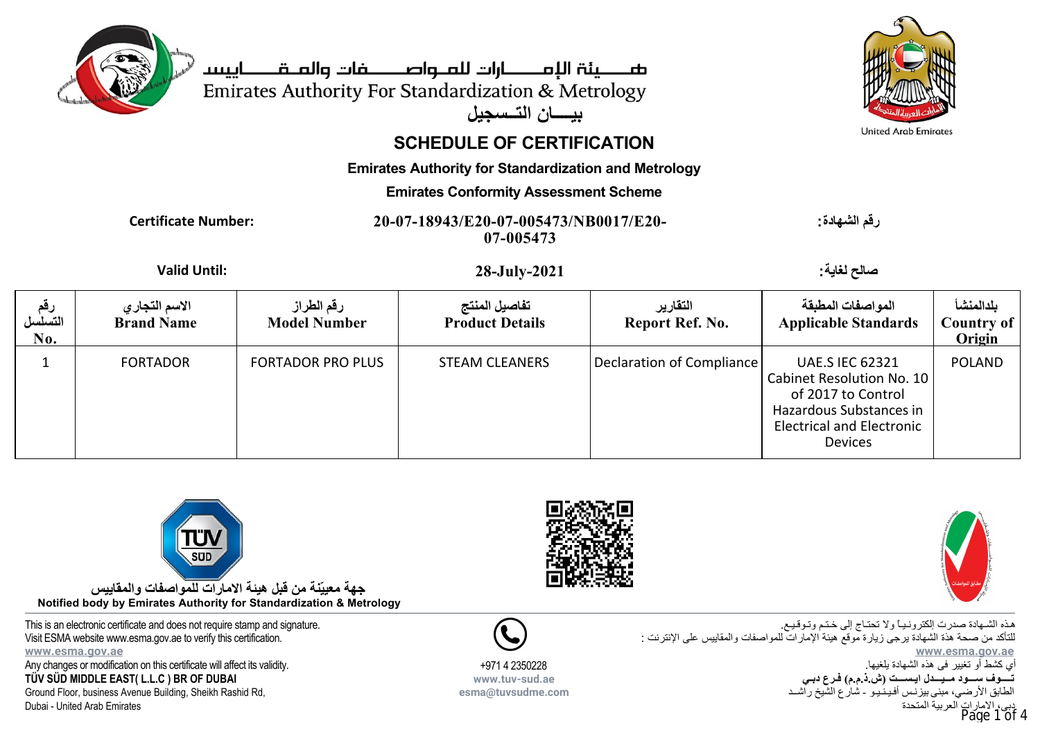هـــيئة الإمـــــارات للمـواصـــــفات والمـقـــــاييس
Emirates Authority For Standardization & Metrology
بيـــان التـسجيل

United Arab Emirates

# SCHEDULE OF CERTIFICATION

**Emirates Authority for Standardization and Metrology**

**Emirates Conformity Assessment Scheme**

**Certificate Number:** **20-07-18943/E20-07-005473/NB0017/E20-07-005473** **:رقم الشهادة**

**Valid Until:** **28-July-2021** **:صالح لغاية**

| رقم التسلسل No. | الاسم التجاري Brand Name | رقم الطراز Model Number | تفاصيل المنتج Product Details | التقارير Report Ref. No. | المواصفات المطبقة Applicable Standards | بلدالمنشأ Country of Origin |
|---|---|---|---|---|---|---|
| 1 | FORTADOR | FORTADOR PRO PLUS | STEAM CLEANERS | Declaration of Compliance | UAE.S IEC 62321 Cabinet Resolution No. 10 of 2017 to Control Hazardous Substances in Electrical and Electronic Devices | POLAND |

جهة معيّنة من قبل هيئة الامارات للمواصفات والمقاييس
**Notified body by Emirates Authority for Standardization & Metrology**

This is an electronic certificate and does not require stamp and signature.
Visit ESMA website www.esma.gov.ae to verify this certification.
**www.esma.gov.ae**
Any changes or modification on this certificate will affect its validity.
**TÜV SÜD MIDDLE EAST( L.L.C ) BR OF DUBAI**
Ground Floor, business Avenue Building, Sheikh Rashid Rd,
Dubai - United Arab Emirates

+971 4 2350228
**www.tuv-sud.ae**
**esma@tuvsudme.com**

هذه الشـهادة صدرت إلكترونيـاً ولا تحتـاج إلى ختـم وتـوقيـع.
للتأكد من صحة هذة الشهادة يرجى زيارة موقع هيئة الإمارات للمواصفات والمقاييس على الإنترنت :
**www.esma.gov.ae**
أي كشط أو تغيير في هذه الشهادة يلغيها.
**تـــوف ســـود مـيـــدل ايســـت (ش.ذ.م.م) فرع دبـي**
الطابق الأرضي، مبنى بيزنس أفينيـو - شارع الشيخ راشـد
دبي، الامارات العربية المتحدة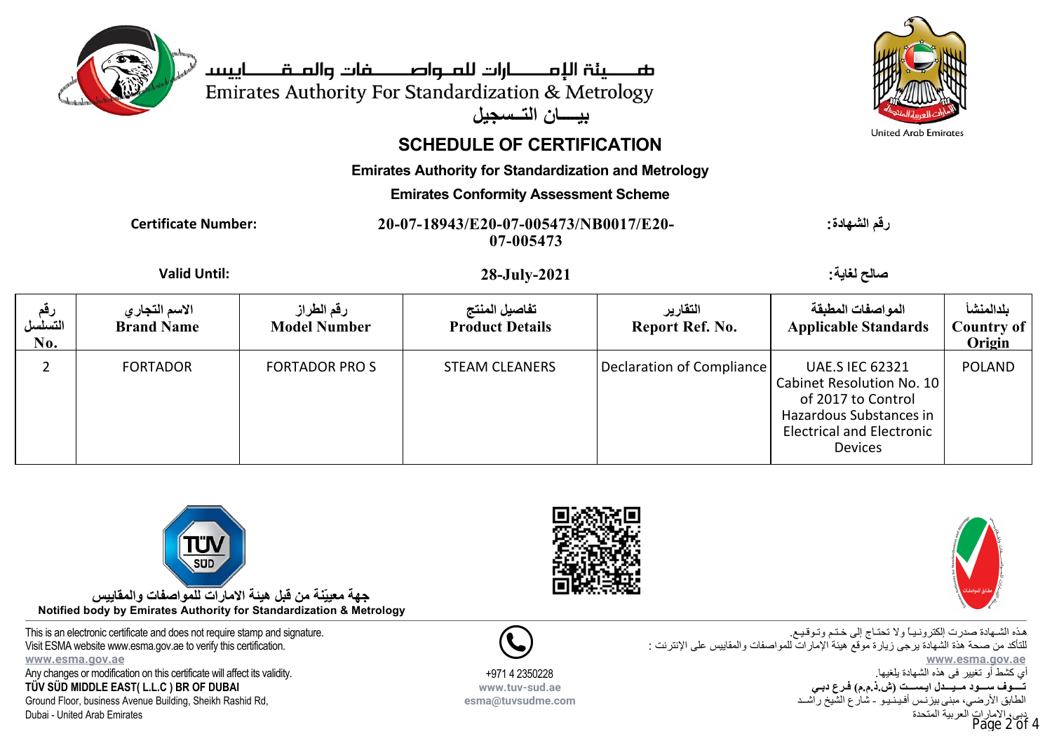هـــيئة الإمـــــارات للمـواصـــــفات والمـقـــــاييس

Emirates Authority For Standardization & Metrology

بيـــان التـسجيل

United Arab Emirates

# SCHEDULE OF CERTIFICATION

**Emirates Authority for Standardization and Metrology**

**Emirates Conformity Assessment Scheme**

| **Certificate Number:** | **20-07-18943/E20-07-005473/NB0017/E20-07-005473** | **رقم الشهادة:** |
|---|---|---|
| **Valid Until:** | **28-July-2021** | **صالح لغاية:** |

| رقم التسلسل No. | الاسم التجاري Brand Name | رقم الطراز Model Number | تفاصيل المنتج Product Details | التقارير Report Ref. No. | المواصفات المطبقة Applicable Standards | بلدالمنشأ Country of Origin |
|---|---|---|---|---|---|---|
| 2 | FORTADOR | FORTADOR PRO S | STEAM CLEANERS | Declaration of Compliance | UAE.S IEC 62321 Cabinet Resolution No. 10 of 2017 to Control Hazardous Substances in Electrical and Electronic Devices | POLAND |

جهة معيّنة من قبل هيئة الامارات للمواصفات والمقاييس

**Notified body by Emirates Authority for Standardization & Metrology**

This is an electronic certificate and does not require stamp and signature.
Visit ESMA website www.esma.gov.ae to verify this certification.
**www.esma.gov.ae**
Any changes or modification on this certificate will affect its validity.
**TÜV SÜD MIDDLE EAST( L.L.C ) BR OF DUBAI**
Ground Floor, business Avenue Building, Sheikh Rashid Rd,
Dubai - United Arab Emirates

+971 4 2350228
**www.tuv-sud.ae**
**esma@tuvsudme.com**

هذه الشـهادة صدرت إلكترونـيـاً ولا تحتـاج إلى ختـم وتـوقـيـع.
للتأكد من صحة هذة الشهادة يرجى زيارة موقع هيئة الإمارات للمواصفات والمقاييس على الإنترنت :
**www.esma.gov.ae**
أي كشط أو تغيير في هذه الشهادة يلغيها.
**تـــوف ســـود مـيـــدل ايســـت (ش.ذ.م.م) فرع دبـي**
الطابق الأرضي، مبنى بيزنـس أفينـيـو - شارع الشيخ راشـد
دبي، الامارات العربية المتحدة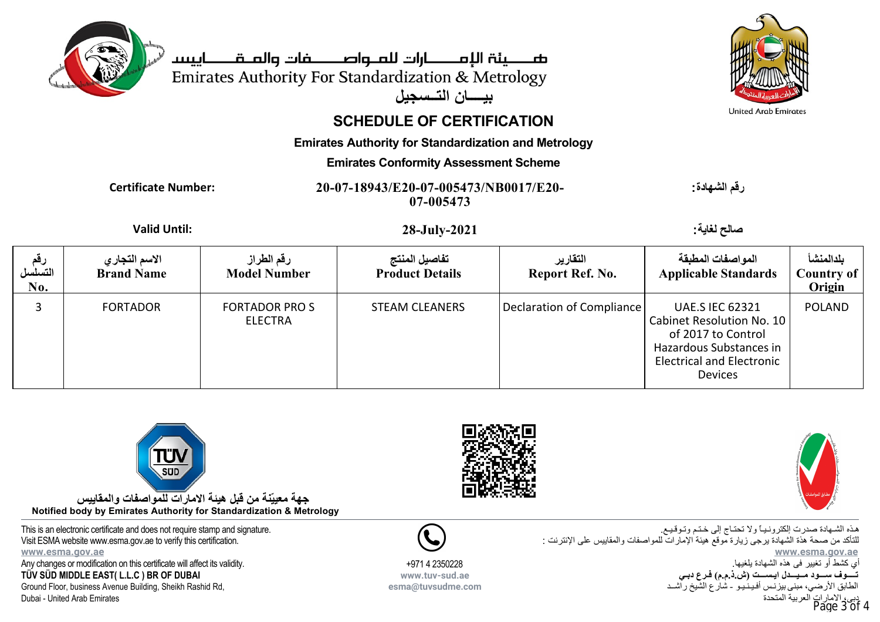هـــيئة الإمـــــارات للمـواصـــــفات والمـقــــاييس

Emirates Authority For Standardization & Metrology

بيـــان التـسجيل

United Arab Emirates

## SCHEDULE OF CERTIFICATION

**Emirates Authority for Standardization and Metrology**

**Emirates Conformity Assessment Scheme**

**Certificate Number:** **20-07-18943/E20-07-005473/NB0017/E20-07-005473** **رقم الشهادة:**

**Valid Until:** **28-July-2021** **صالح لغاية:**

| رقم التسلسل No. | الاسم التجاري Brand Name | رقم الطراز Model Number | تفاصيل المنتج Product Details | التقارير Report Ref. No. | المواصفات المطبقة Applicable Standards | بلدالمنشأ Country of Origin |
|---|---|---|---|---|---|---|
| 3 | FORTADOR | FORTADOR PRO S ELECTRA | STEAM CLEANERS | Declaration of Compliance | UAE.S IEC 62321 Cabinet Resolution No. 10 of 2017 to Control Hazardous Substances in Electrical and Electronic Devices | POLAND |

جهة معيّنة من قبل هيئة الامارات للمواصفات والمقاييس

**Notified body by Emirates Authority for Standardization & Metrology**

This is an electronic certificate and does not require stamp and signature.
Visit ESMA website www.esma.gov.ae to verify this certification.
www.esma.gov.ae
Any changes or modification on this certificate will affect its validity.
**TÜV SÜD MIDDLE EAST( L.L.C ) BR OF DUBAI**
Ground Floor, business Avenue Building, Sheikh Rashid Rd,
Dubai - United Arab Emirates

+971 4 2350228
www.tuv-sud.ae
esma@tuvsudme.com

هذه الشـهادة صدرت إلكترونيـاً ولا تحتـاج إلى ختـم وتـوقيـع.
للتأكد من صحة هذة الشهادة يرجى زيارة موقع هيئة الإمارات للمواصفات والمقاييس على الإنترنت :
www.esma.gov.ae
أي كشط أو تغيير في هذه الشهادة يلغيها.
**تـــوف ســـود مـيـــدل ايســـت (ش.ذ.م.م) فرع دبـي**
الطابق الأرضي، مبنى بيزنـس أفينـيـو - شارع الشيخ راشـد
دبي، الامارات العربية المتحدة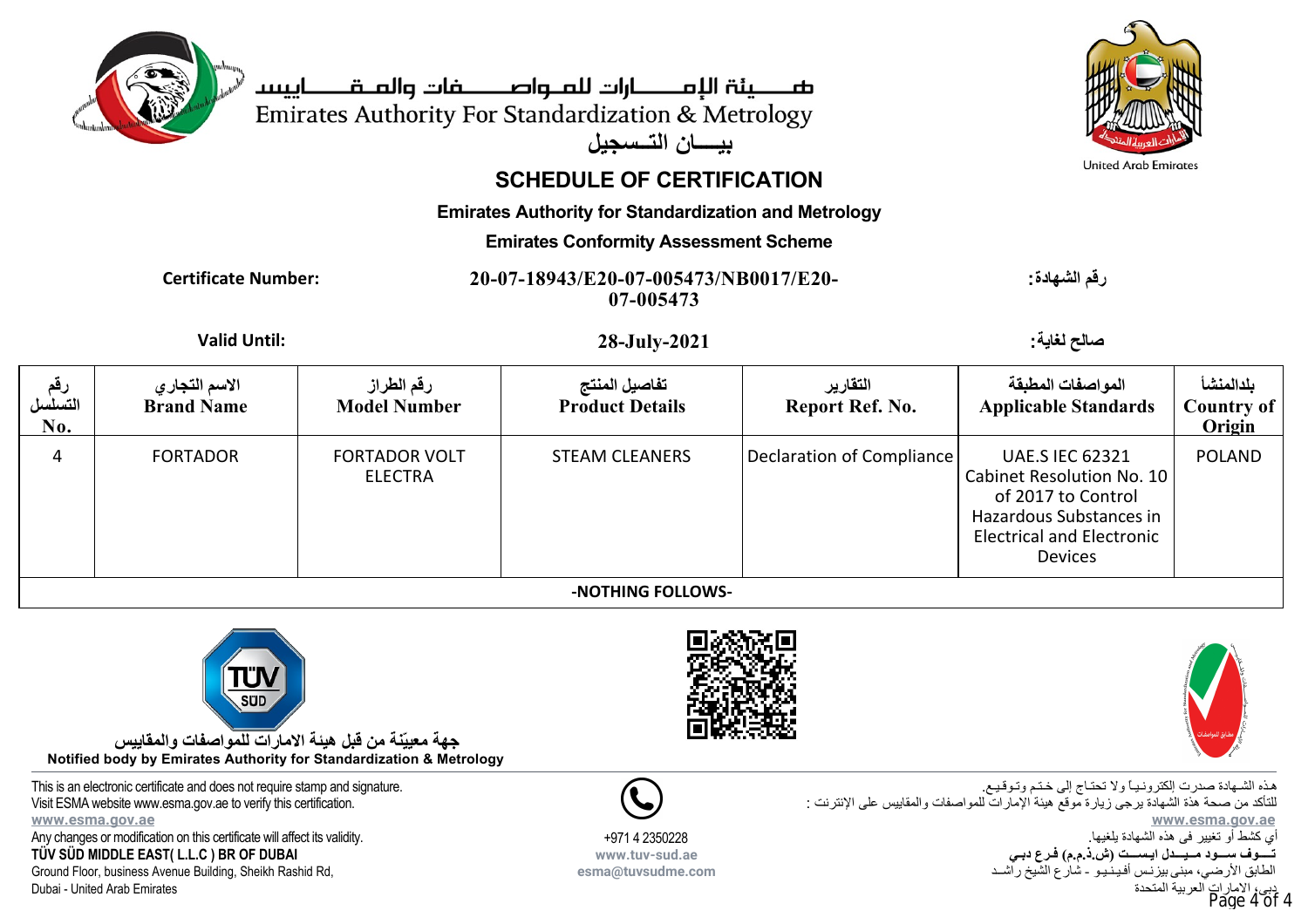هـــيئة الإمـــــارات للمـواصـــفات والمـقـــاييس
Emirates Authority For Standardization & Metrology
بيـــان التـسجيل

United Arab Emirates

# SCHEDULE OF CERTIFICATION

**Emirates Authority for Standardization and Metrology**

**Emirates Conformity Assessment Scheme**

**Certificate Number:** **20-07-18943/E20-07-005473/NB0017/E20-07-005473** **:رقم الشهادة**

**Valid Until:** **28-July-2021** **:صالح لغاية**

| رقم التسلسل **No.** | الاسم التجاري **Brand Name** | رقم الطراز **Model Number** | تفاصيل المنتج **Product Details** | التقارير **Report Ref. No.** | المواصفات المطبقة **Applicable Standards** | بلدالمنشأ **Country of Origin** |
|---|---|---|---|---|---|---|
| 4 | FORTADOR | FORTADOR VOLT ELECTRA | STEAM CLEANERS | Declaration of Compliance | UAE.S IEC 62321 Cabinet Resolution No. 10 of 2017 to Control Hazardous Substances in Electrical and Electronic Devices | POLAND |

**-NOTHING FOLLOWS-**

جهة معيّنة من قبل هيئة الامارات للمواصفات والمقاييس
**Notified body by Emirates Authority for Standardization & Metrology**

This is an electronic certificate and does not require stamp and signature.
Visit ESMA website www.esma.gov.ae to verify this certification.
**www.esma.gov.ae**
Any changes or modification on this certificate will affect its validity.
**TÜV SÜD MIDDLE EAST( L.L.C ) BR OF DUBAI**
Ground Floor, business Avenue Building, Sheikh Rashid Rd,
Dubai - United Arab Emirates

+971 4 2350228
**www.tuv-sud.ae**
**esma@tuvsudme.com**

هذه الشهادة صدرت إلكترونياً ولا تحتاج إلى ختم وتوقيع.
للتأكد من صحة هذه الشهادة يرجى زيارة موقع هيئة الإمارات للمواصفات والمقاييس على الإنترنت :
**www.esma.gov.ae**
أي كشط أو تغيير في هذه الشهادة يلغيها.
**تـــوف ســـود مـيـــدل ايســـت (ش.ذ.م.م) فرع دبي**
الطابق الأرضي، مبنى بيزنس أفينيو - شارع الشيخ راشد
دبي، الامارات العربية المتحدة